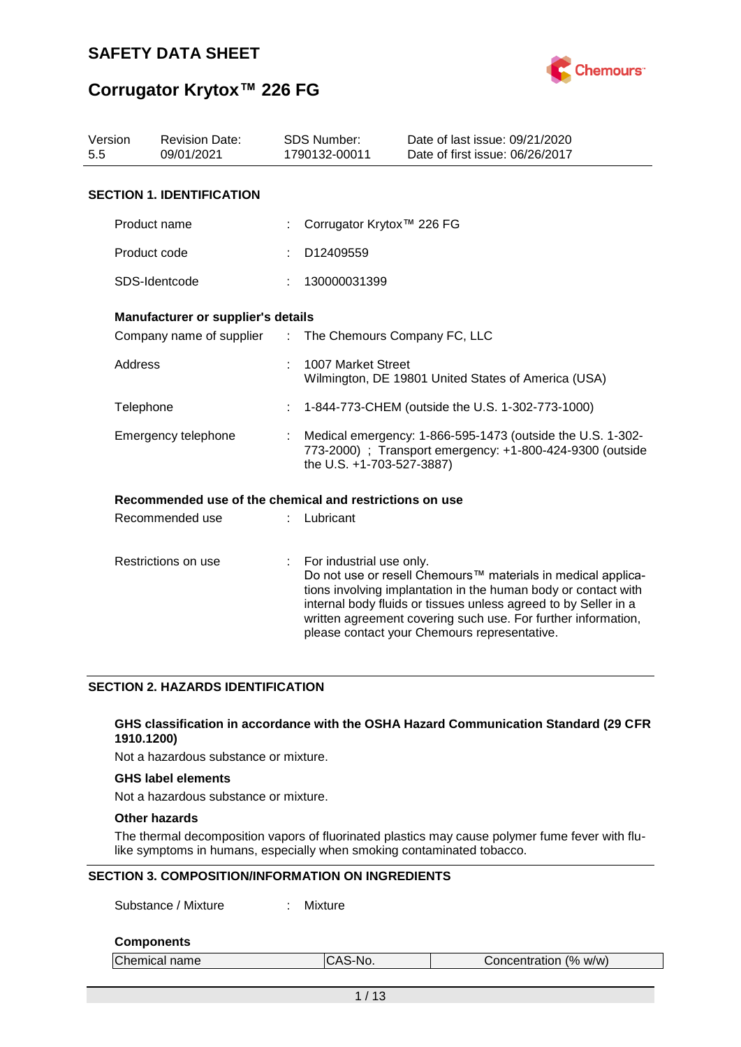# SAFETY DATA SHEET

# Corrugator Krytox™ 226 FG

| Version | Revision Date: | SDS Number: | Date of last issue: 09/21/2020 |
|---|---|---|---|
| 5.5 | 09/01/2021 | 1790132-00011 | Date of first issue: 06/26/2017 |

## SECTION 1. IDENTIFICATION

Product name : Corrugator Krytox™ 226 FG

Product code : D12409559

SDS-Identcode : 130000031399

**Manufacturer or supplier's details**

Company name of supplier : The Chemours Company FC, LLC

Address : 1007 Market Street
Wilmington, DE 19801 United States of America (USA)

Telephone : 1-844-773-CHEM (outside the U.S. 1-302-773-1000)

Emergency telephone : Medical emergency: 1-866-595-1473 (outside the U.S. 1-302-773-2000) ; Transport emergency: +1-800-424-9300 (outside the U.S. +1-703-527-3887)

**Recommended use of the chemical and restrictions on use**

Recommended use : Lubricant

Restrictions on use : For industrial use only.
Do not use or resell Chemours™ materials in medical applications involving implantation in the human body or contact with internal body fluids or tissues unless agreed to by Seller in a written agreement covering such use. For further information, please contact your Chemours representative.

## SECTION 2. HAZARDS IDENTIFICATION

**GHS classification in accordance with the OSHA Hazard Communication Standard (29 CFR 1910.1200)**

Not a hazardous substance or mixture.

**GHS label elements**

Not a hazardous substance or mixture.

**Other hazards**

The thermal decomposition vapors of fluorinated plastics may cause polymer fume fever with flu-like symptoms in humans, especially when smoking contaminated tobacco.

## SECTION 3. COMPOSITION/INFORMATION ON INGREDIENTS

Substance / Mixture : Mixture

**Components**

| Chemical name | CAS-No. | Concentration (% w/w) |
|---|---|---|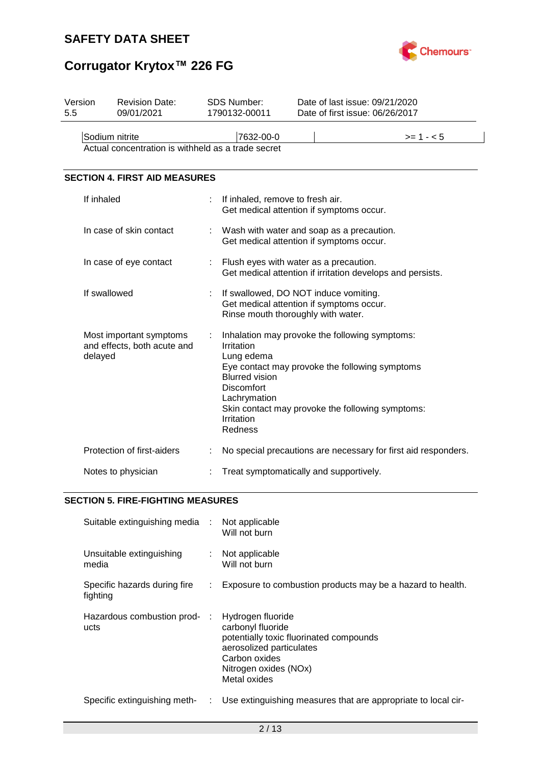| Sodium nitrite | 7632-00-0 | | >= 1 - < 5 |
|---|---|---|---|

Actual concentration is withheld as a trade secret

## SECTION 4. FIRST AID MEASURES

| | | |
|---|---|---|
| If inhaled | : | If inhaled, remove to fresh air.<br>Get medical attention if symptoms occur. |
| In case of skin contact | : | Wash with water and soap as a precaution.<br>Get medical attention if symptoms occur. |
| In case of eye contact | : | Flush eyes with water as a precaution.<br>Get medical attention if irritation develops and persists. |
| If swallowed | : | If swallowed, DO NOT induce vomiting.<br>Get medical attention if symptoms occur.<br>Rinse mouth thoroughly with water. |
| Most important symptoms and effects, both acute and delayed | : | Inhalation may provoke the following symptoms:<br>Irritation<br>Lung edema<br>Eye contact may provoke the following symptoms<br>Blurred vision<br>Discomfort<br>Lachrymation<br>Skin contact may provoke the following symptoms:<br>Irritation<br>Redness |
| Protection of first-aiders | : | No special precautions are necessary for first aid responders. |
| Notes to physician | : | Treat symptomatically and supportively. |

## SECTION 5. FIRE-FIGHTING MEASURES

| | | |
|---|---|---|
| Suitable extinguishing media | : | Not applicable<br>Will not burn |
| Unsuitable extinguishing media | : | Not applicable<br>Will not burn |
| Specific hazards during fire fighting | : | Exposure to combustion products may be a hazard to health. |
| Hazardous combustion products | : | Hydrogen fluoride<br>carbonyl fluoride<br>potentially toxic fluorinated compounds<br>aerosolized particulates<br>Carbon oxides<br>Nitrogen oxides (NOx)<br>Metal oxides |
| Specific extinguishing meth- | : | Use extinguishing measures that are appropriate to local cir- |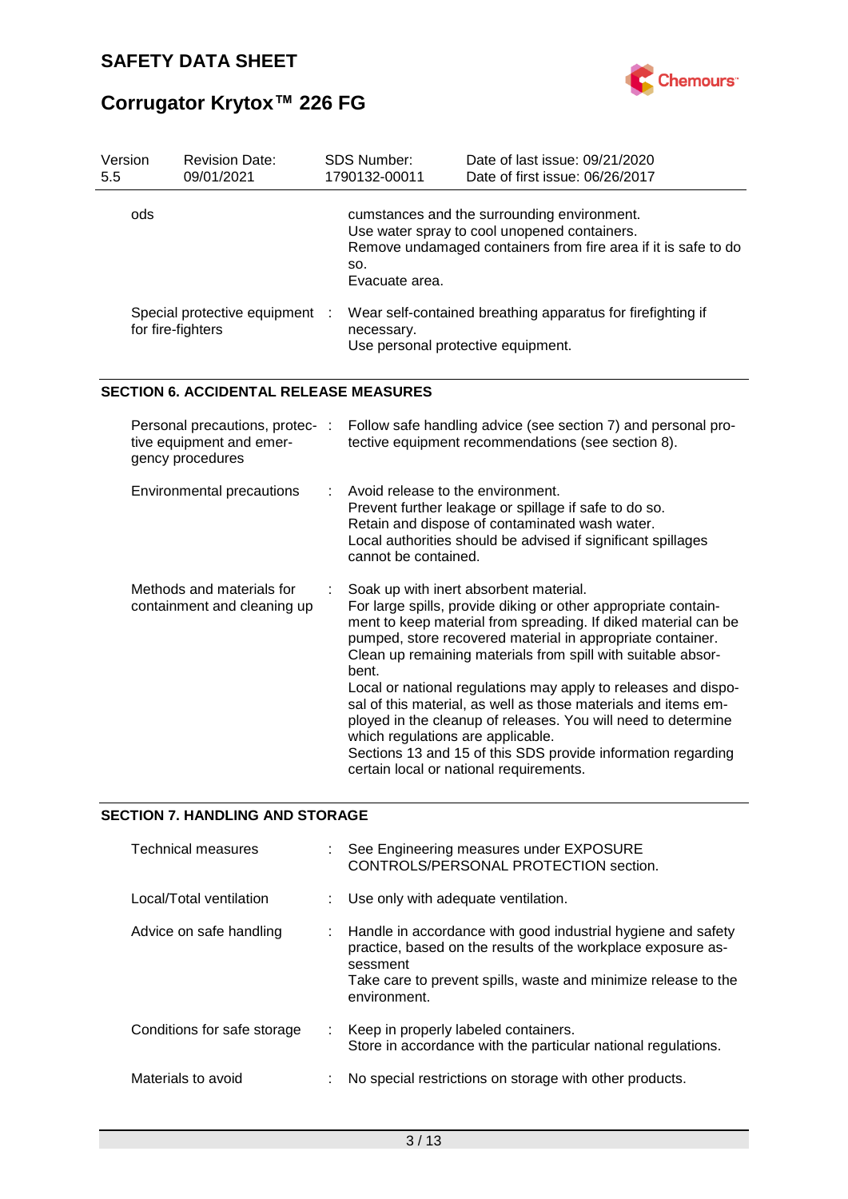| | |
|---|---|
| ods | cumstances and the surrounding environment.<br>Use water spray to cool unopened containers.<br>Remove undamaged containers from fire area if it is safe to do so.<br>Evacuate area. |
| Special protective equipment for fire-fighters | : Wear self-contained breathing apparatus for firefighting if necessary.<br>Use personal protective equipment. |

## SECTION 6. ACCIDENTAL RELEASE MEASURES

| | |
|---|---|
| Personal precautions, protective equipment and emergency procedures | : Follow safe handling advice (see section 7) and personal protective equipment recommendations (see section 8). |
| Environmental precautions | : Avoid release to the environment.<br>Prevent further leakage or spillage if safe to do so.<br>Retain and dispose of contaminated wash water.<br>Local authorities should be advised if significant spillages cannot be contained. |
| Methods and materials for containment and cleaning up | : Soak up with inert absorbent material.<br>For large spills, provide diking or other appropriate containment to keep material from spreading. If diked material can be pumped, store recovered material in appropriate container.<br>Clean up remaining materials from spill with suitable absorbent.<br>Local or national regulations may apply to releases and disposal of this material, as well as those materials and items employed in the cleanup of releases. You will need to determine which regulations are applicable.<br>Sections 13 and 15 of this SDS provide information regarding certain local or national requirements. |

## SECTION 7. HANDLING AND STORAGE

| | |
|---|---|
| Technical measures | : See Engineering measures under EXPOSURE CONTROLS/PERSONAL PROTECTION section. |
| Local/Total ventilation | : Use only with adequate ventilation. |
| Advice on safe handling | : Handle in accordance with good industrial hygiene and safety practice, based on the results of the workplace exposure assessment<br>Take care to prevent spills, waste and minimize release to the environment. |
| Conditions for safe storage | : Keep in properly labeled containers.<br>Store in accordance with the particular national regulations. |
| Materials to avoid | : No special restrictions on storage with other products. |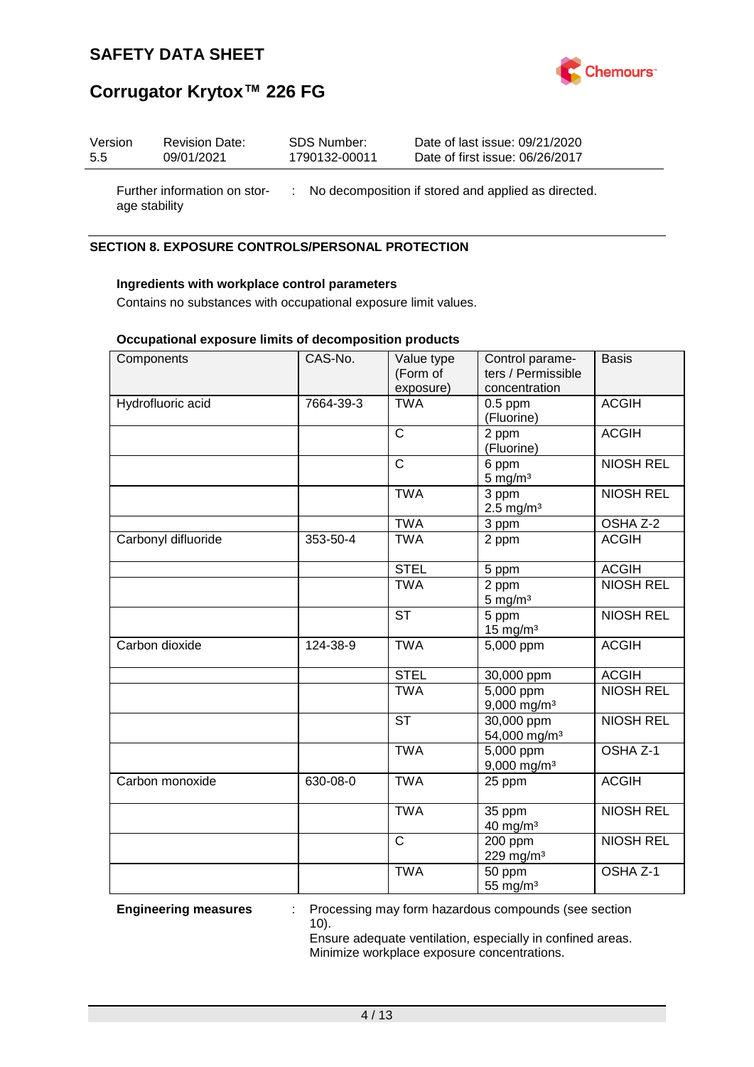Further information on storage stability : No decomposition if stored and applied as directed.

## SECTION 8. EXPOSURE CONTROLS/PERSONAL PROTECTION

**Ingredients with workplace control parameters**

Contains no substances with occupational exposure limit values.

**Occupational exposure limits of decomposition products**

| Components | CAS-No. | Value type (Form of exposure) | Control parameters / Permissible concentration | Basis |
|---|---|---|---|---|
| Hydrofluoric acid | 7664-39-3 | TWA | 0.5 ppm (Fluorine) | ACGIH |
| | | C | 2 ppm (Fluorine) | ACGIH |
| | | C | 6 ppm 5 mg/m³ | NIOSH REL |
| | | TWA | 3 ppm 2.5 mg/m³ | NIOSH REL |
| | | TWA | 3 ppm | OSHA Z-2 |
| Carbonyl difluoride | 353-50-4 | TWA | 2 ppm | ACGIH |
| | | STEL | 5 ppm | ACGIH |
| | | TWA | 2 ppm 5 mg/m³ | NIOSH REL |
| | | ST | 5 ppm 15 mg/m³ | NIOSH REL |
| Carbon dioxide | 124-38-9 | TWA | 5,000 ppm | ACGIH |
| | | STEL | 30,000 ppm | ACGIH |
| | | TWA | 5,000 ppm 9,000 mg/m³ | NIOSH REL |
| | | ST | 30,000 ppm 54,000 mg/m³ | NIOSH REL |
| | | TWA | 5,000 ppm 9,000 mg/m³ | OSHA Z-1 |
| Carbon monoxide | 630-08-0 | TWA | 25 ppm | ACGIH |
| | | TWA | 35 ppm 40 mg/m³ | NIOSH REL |
| | | C | 200 ppm 229 mg/m³ | NIOSH REL |
| | | TWA | 50 ppm 55 mg/m³ | OSHA Z-1 |

**Engineering measures** : Processing may form hazardous compounds (see section 10).
Ensure adequate ventilation, especially in confined areas.
Minimize workplace exposure concentrations.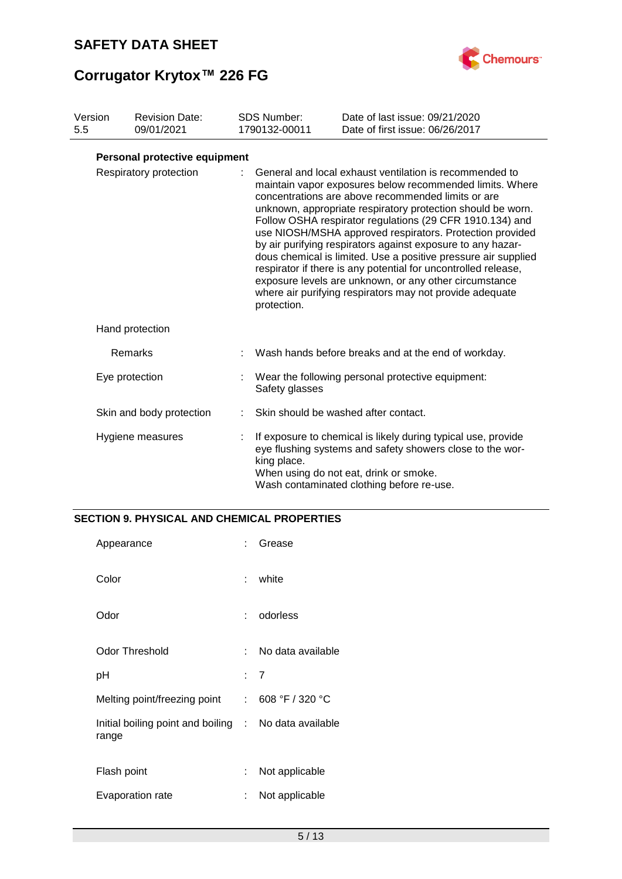**Personal protective equipment**

| | | |
|---|---|---|
| Respiratory protection | : | General and local exhaust ventilation is recommended to maintain vapor exposures below recommended limits. Where concentrations are above recommended limits or are unknown, appropriate respiratory protection should be worn. Follow OSHA respirator regulations (29 CFR 1910.134) and use NIOSH/MSHA approved respirators. Protection provided by air purifying respirators against exposure to any hazardous chemical is limited. Use a positive pressure air supplied respirator if there is any potential for uncontrolled release, exposure levels are unknown, or any other circumstance where air purifying respirators may not provide adequate protection. |
| Hand protection | | |
| Remarks | : | Wash hands before breaks and at the end of workday. |
| Eye protection | : | Wear the following personal protective equipment: Safety glasses |
| Skin and body protection | : | Skin should be washed after contact. |
| Hygiene measures | : | If exposure to chemical is likely during typical use, provide eye flushing systems and safety showers close to the working place. When using do not eat, drink or smoke. Wash contaminated clothing before re-use. |

## SECTION 9. PHYSICAL AND CHEMICAL PROPERTIES

| | | |
|---|---|---|
| Appearance | : | Grease |
| Color | : | white |
| Odor | : | odorless |
| Odor Threshold | : | No data available |
| pH | : | 7 |
| Melting point/freezing point | : | 608 °F / 320 °C |
| Initial boiling point and boiling range | : | No data available |
| Flash point | : | Not applicable |
| Evaporation rate | : | Not applicable |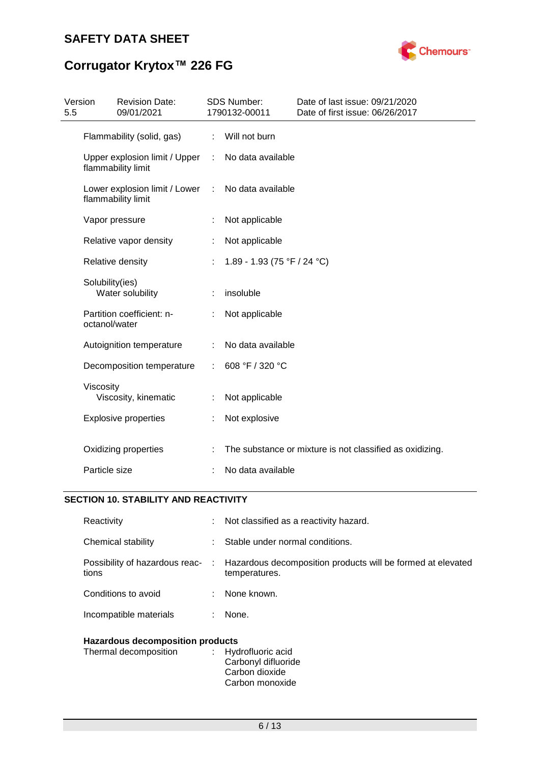| | | |
|---|---|---|
| Flammability (solid, gas) | : | Will not burn |
| Upper explosion limit / Upper flammability limit | : | No data available |
| Lower explosion limit / Lower flammability limit | : | No data available |
| Vapor pressure | : | Not applicable |
| Relative vapor density | : | Not applicable |
| Relative density | : | 1.89 - 1.93 (75 °F / 24 °C) |
| Solubility(ies) Water solubility | : | insoluble |
| Partition coefficient: n-octanol/water | : | Not applicable |
| Autoignition temperature | : | No data available |
| Decomposition temperature | : | 608 °F / 320 °C |
| Viscosity Viscosity, kinematic | : | Not applicable |
| Explosive properties | : | Not explosive |
| Oxidizing properties | : | The substance or mixture is not classified as oxidizing. |
| Particle size | : | No data available |

## SECTION 10. STABILITY AND REACTIVITY

| | | |
|---|---|---|
| Reactivity | : | Not classified as a reactivity hazard. |
| Chemical stability | : | Stable under normal conditions. |
| Possibility of hazardous reactions | : | Hazardous decomposition products will be formed at elevated temperatures. |
| Conditions to avoid | : | None known. |
| Incompatible materials | : | None. |

**Hazardous decomposition products**

| | | |
|---|---|---|
| Thermal decomposition | : | Hydrofluoric acid<br>Carbonyl difluoride<br>Carbon dioxide<br>Carbon monoxide |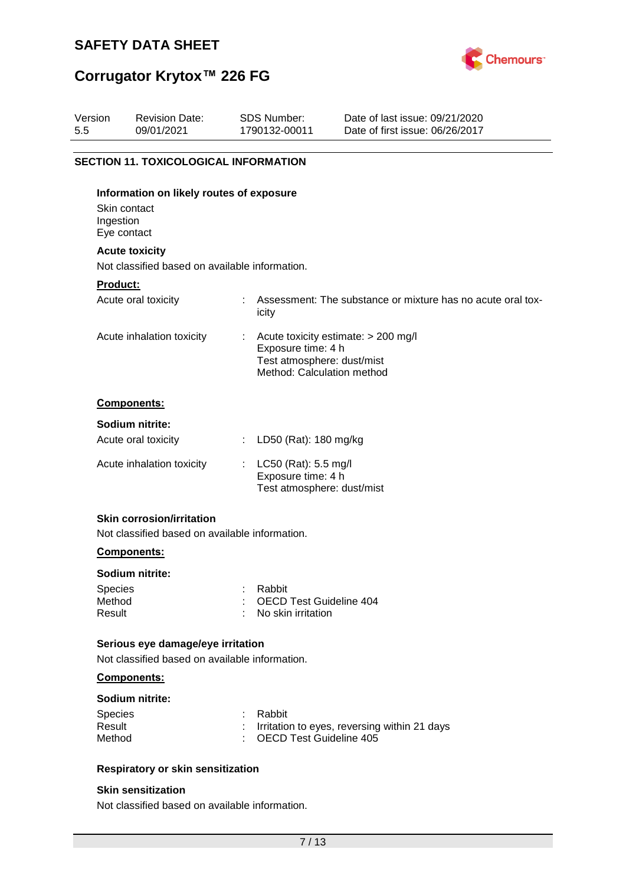## SECTION 11. TOXICOLOGICAL INFORMATION

### Information on likely routes of exposure

Skin contact
Ingestion
Eye contact

### Acute toxicity

Not classified based on available information.

**Product:**

| | | |
|---|---|---|
| Acute oral toxicity | : | Assessment: The substance or mixture has no acute oral toxicity |
| Acute inhalation toxicity | : | Acute toxicity estimate: > 200 mg/l<br>Exposure time: 4 h<br>Test atmosphere: dust/mist<br>Method: Calculation method |

**Components:**

**Sodium nitrite:**

| | | |
|---|---|---|
| Acute oral toxicity | : | LD50 (Rat): 180 mg/kg |
| Acute inhalation toxicity | : | LC50 (Rat): 5.5 mg/l<br>Exposure time: 4 h<br>Test atmosphere: dust/mist |

### Skin corrosion/irritation

Not classified based on available information.

**Components:**

**Sodium nitrite:**

| | | |
|---|---|---|
| Species | : | Rabbit |
| Method | : | OECD Test Guideline 404 |
| Result | : | No skin irritation |

### Serious eye damage/eye irritation

Not classified based on available information.

**Components:**

**Sodium nitrite:**

| | | |
|---|---|---|
| Species | : | Rabbit |
| Result | : | Irritation to eyes, reversing within 21 days |
| Method | : | OECD Test Guideline 405 |

### Respiratory or skin sensitization

### Skin sensitization

Not classified based on available information.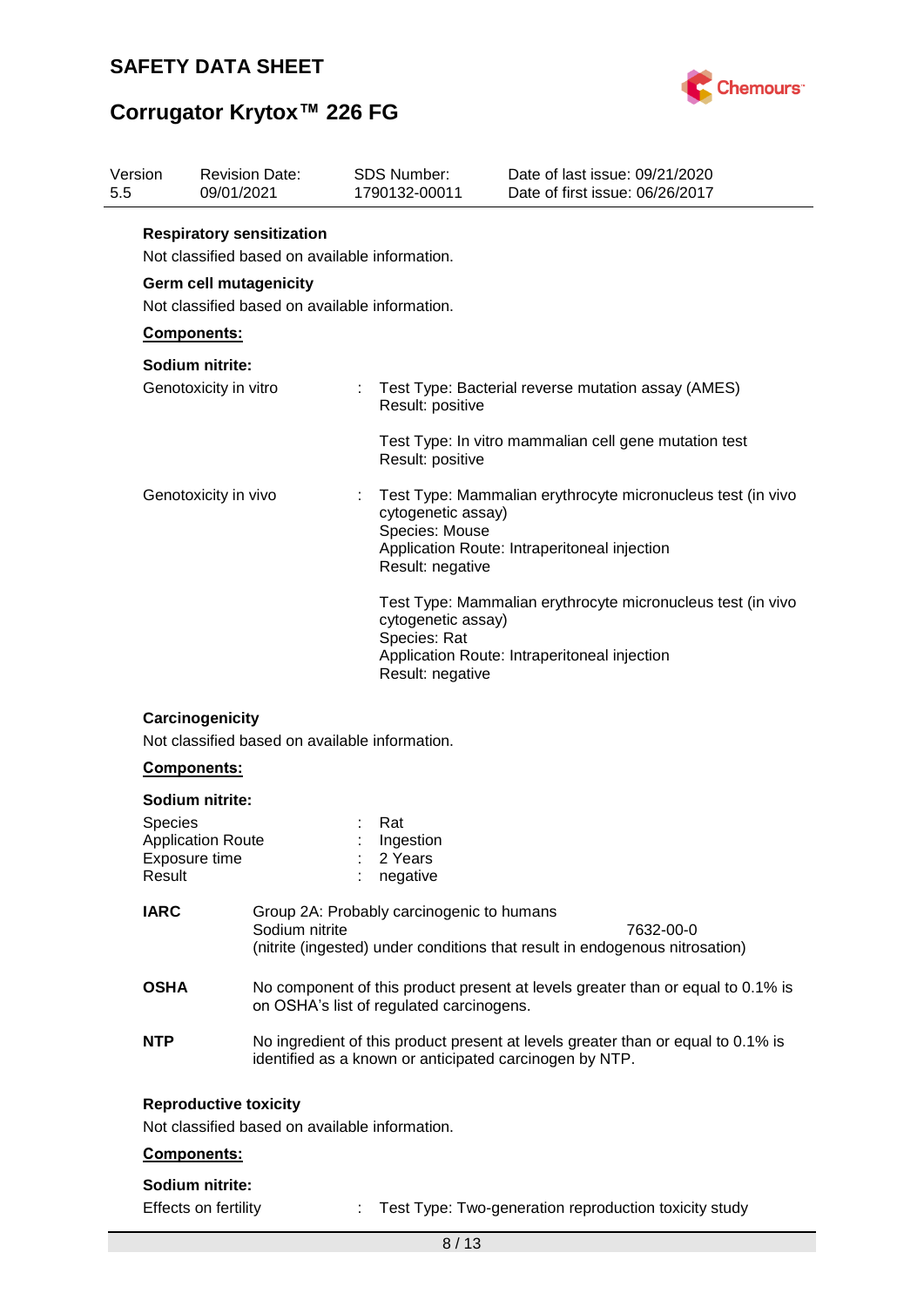**Respiratory sensitization**

Not classified based on available information.

**Germ cell mutagenicity**

Not classified based on available information.

**Components:**

**Sodium nitrite:**

Genotoxicity in vitro : Test Type: Bacterial reverse mutation assay (AMES)
Result: positive

Test Type: In vitro mammalian cell gene mutation test
Result: positive

Genotoxicity in vivo : Test Type: Mammalian erythrocyte micronucleus test (in vivo cytogenetic assay)
Species: Mouse
Application Route: Intraperitoneal injection
Result: negative

Test Type: Mammalian erythrocyte micronucleus test (in vivo cytogenetic assay)
Species: Rat
Application Route: Intraperitoneal injection
Result: negative

**Carcinogenicity**

Not classified based on available information.

**Components:**

**Sodium nitrite:**

Species : Rat
Application Route : Ingestion
Exposure time : 2 Years
Result : negative

**IARC** Group 2A: Probably carcinogenic to humans
Sodium nitrite 7632-00-0
(nitrite (ingested) under conditions that result in endogenous nitrosation)

**OSHA** No component of this product present at levels greater than or equal to 0.1% is on OSHA's list of regulated carcinogens.

**NTP** No ingredient of this product present at levels greater than or equal to 0.1% is identified as a known or anticipated carcinogen by NTP.

**Reproductive toxicity**

Not classified based on available information.

**Components:**

**Sodium nitrite:**

Effects on fertility : Test Type: Two-generation reproduction toxicity study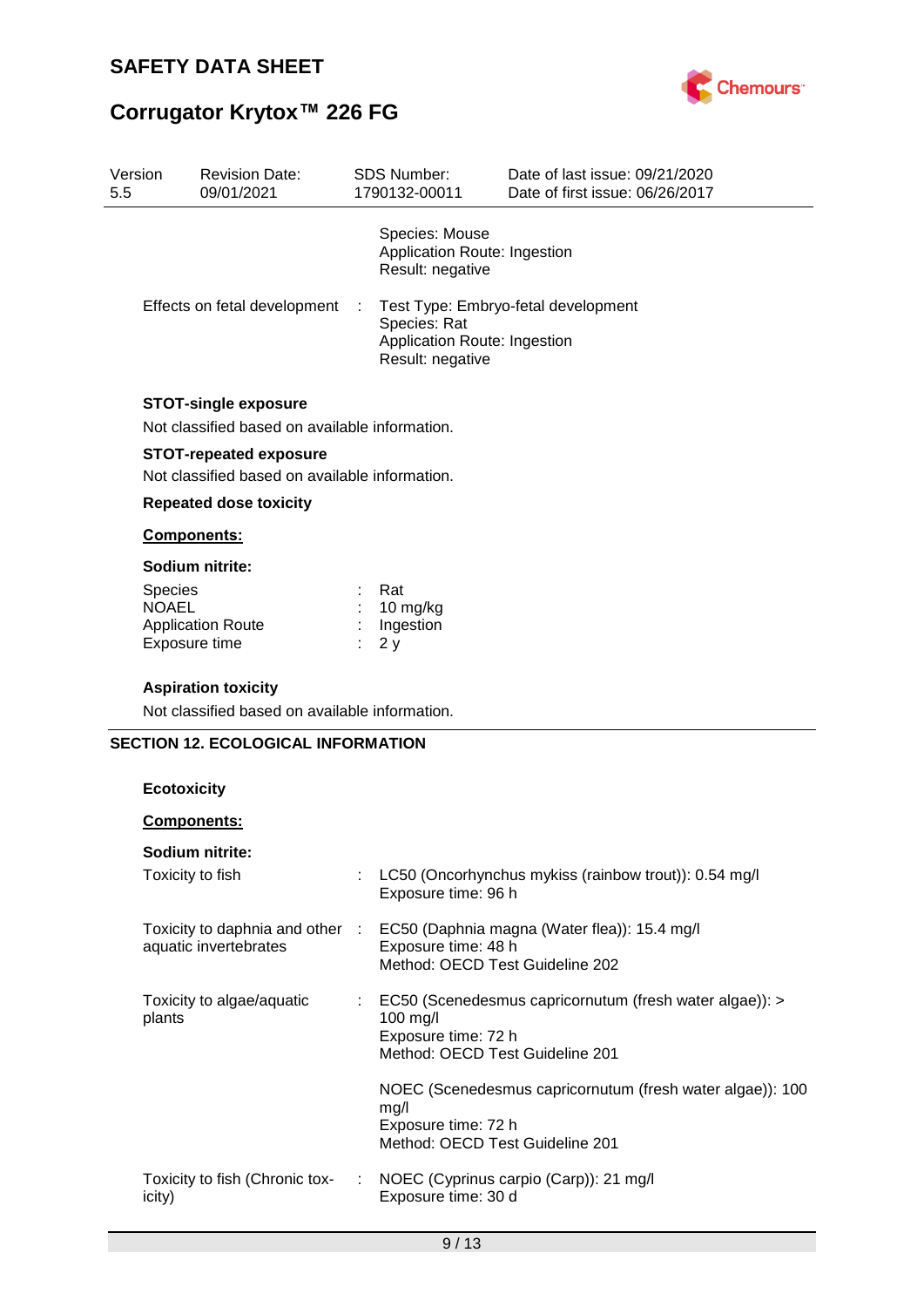Species: Mouse
Application Route: Ingestion
Result: negative

Effects on fetal development : Test Type: Embryo-fetal development
Species: Rat
Application Route: Ingestion
Result: negative

**STOT-single exposure**

Not classified based on available information.

**STOT-repeated exposure**

Not classified based on available information.

**Repeated dose toxicity**

**Components:**

**Sodium nitrite:**

| | | |
|---|---|---|
| Species | : | Rat |
| NOAEL | : | 10 mg/kg |
| Application Route | : | Ingestion |
| Exposure time | : | 2 y |

**Aspiration toxicity**

Not classified based on available information.

## SECTION 12. ECOLOGICAL INFORMATION

**Ecotoxicity**

**Components:**

**Sodium nitrite:**

Toxicity to fish : LC50 (Oncorhynchus mykiss (rainbow trout)): 0.54 mg/l
Exposure time: 96 h

Toxicity to daphnia and other aquatic invertebrates : EC50 (Daphnia magna (Water flea)): 15.4 mg/l
Exposure time: 48 h
Method: OECD Test Guideline 202

Toxicity to algae/aquatic plants : EC50 (Scenedesmus capricornutum (fresh water algae)): > 100 mg/l
Exposure time: 72 h
Method: OECD Test Guideline 201

NOEC (Scenedesmus capricornutum (fresh water algae)): 100 mg/l
Exposure time: 72 h
Method: OECD Test Guideline 201

Toxicity to fish (Chronic toxicity) : NOEC (Cyprinus carpio (Carp)): 21 mg/l
Exposure time: 30 d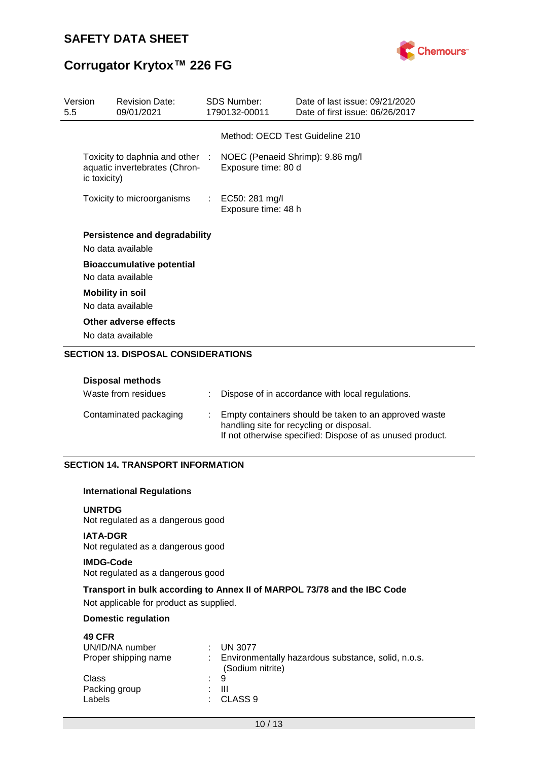Method: OECD Test Guideline 210

| | | |
|---|---|---|
| Toxicity to daphnia and other aquatic invertebrates (Chronic toxicity) | : | NOEC (Penaeid Shrimp): 9.86 mg/l<br>Exposure time: 80 d |
| Toxicity to microorganisms | : | EC50: 281 mg/l<br>Exposure time: 48 h |

**Persistence and degradability**

No data available

**Bioaccumulative potential**

No data available

**Mobility in soil**

No data available

**Other adverse effects**

No data available

## SECTION 13. DISPOSAL CONSIDERATIONS

**Disposal methods**

| | | |
|---|---|---|
| Waste from residues | : | Dispose of in accordance with local regulations. |
| Contaminated packaging | : | Empty containers should be taken to an approved waste handling site for recycling or disposal.<br>If not otherwise specified: Dispose of as unused product. |

## SECTION 14. TRANSPORT INFORMATION

**International Regulations**

**UNRTDG**

Not regulated as a dangerous good

**IATA-DGR**

Not regulated as a dangerous good

**IMDG-Code**

Not regulated as a dangerous good

**Transport in bulk according to Annex II of MARPOL 73/78 and the IBC Code**

Not applicable for product as supplied.

**Domestic regulation**

**49 CFR**

| | | |
|---|---|---|
| UN/ID/NA number | : | UN 3077 |
| Proper shipping name | : | Environmentally hazardous substance, solid, n.o.s. (Sodium nitrite) |
| Class | : | 9 |
| Packing group | : | III |
| Labels | : | CLASS 9 |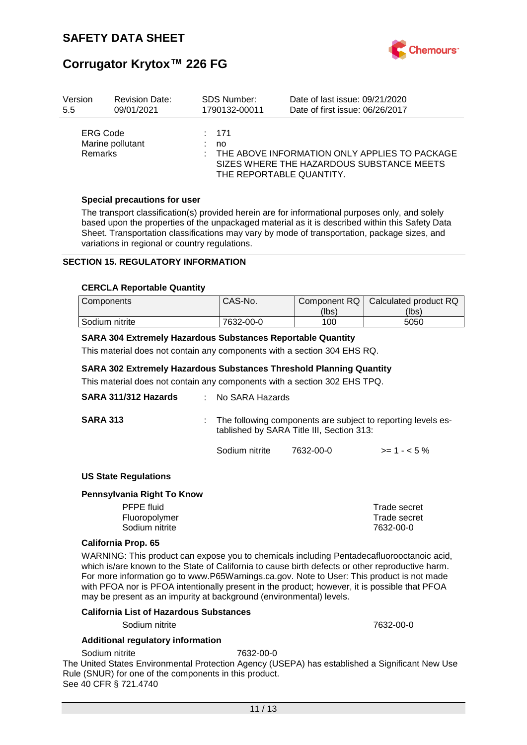ERG Code : 171
Marine pollutant : no
Remarks : THE ABOVE INFORMATION ONLY APPLIES TO PACKAGE SIZES WHERE THE HAZARDOUS SUBSTANCE MEETS THE REPORTABLE QUANTITY.

**Special precautions for user**

The transport classification(s) provided herein are for informational purposes only, and solely based upon the properties of the unpackaged material as it is described within this Safety Data Sheet. Transportation classifications may vary by mode of transportation, package sizes, and variations in regional or country regulations.

## SECTION 15. REGULATORY INFORMATION

**CERCLA Reportable Quantity**

| Components | CAS-No. | Component RQ (lbs) | Calculated product RQ (lbs) |
|---|---|---|---|
| Sodium nitrite | 7632-00-0 | 100 | 5050 |

**SARA 304 Extremely Hazardous Substances Reportable Quantity**

This material does not contain any components with a section 304 EHS RQ.

**SARA 302 Extremely Hazardous Substances Threshold Planning Quantity**

This material does not contain any components with a section 302 EHS TPQ.

**SARA 311/312 Hazards** : No SARA Hazards

**SARA 313** : The following components are subject to reporting levels established by SARA Title III, Section 313:

| | | |
|---|---|---|
| Sodium nitrite | 7632-00-0 | >= 1 - < 5 % |

**US State Regulations**

**Pennsylvania Right To Know**

| | |
|---|---|
| PFPE fluid | Trade secret |
| Fluoropolymer | Trade secret |
| Sodium nitrite | 7632-00-0 |

**California Prop. 65**

WARNING: This product can expose you to chemicals including Pentadecafluorooctanoic acid, which is/are known to the State of California to cause birth defects or other reproductive harm. For more information go to www.P65Warnings.ca.gov. Note to User: This product is not made with PFOA nor is PFOA intentionally present in the product; however, it is possible that PFOA may be present as an impurity at background (environmental) levels.

**California List of Hazardous Substances**

Sodium nitrite 7632-00-0

**Additional regulatory information**

Sodium nitrite 7632-00-0

The United States Environmental Protection Agency (USEPA) has established a Significant New Use Rule (SNUR) for one of the components in this product.
See 40 CFR § 721.4740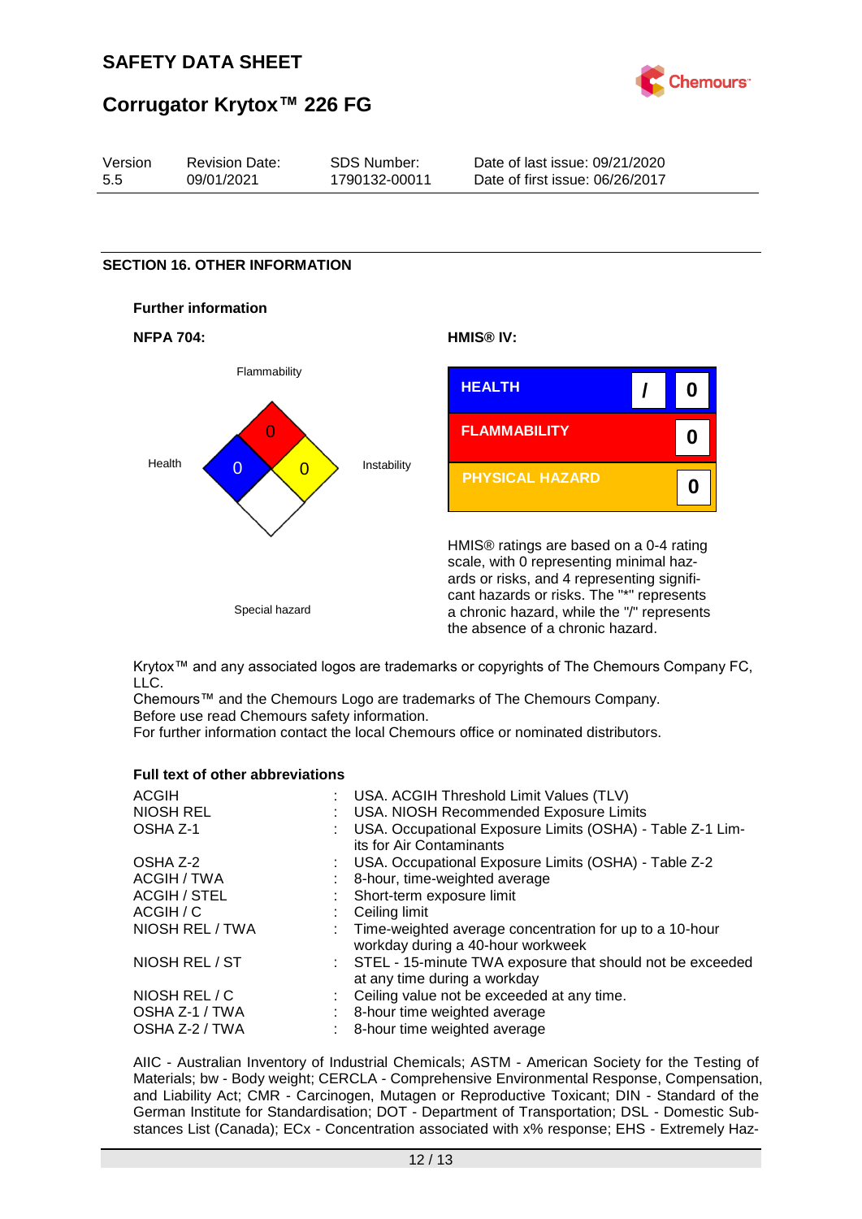## SECTION 16. OTHER INFORMATION

### Further information

**NFPA 704:**

Flammability: 0
Health: 0
Instability: 0
Special hazard

**HMIS® IV:**

| HMIS® IV | | |
|---|---|---|
| HEALTH | / | 0 |
| FLAMMABILITY | | 0 |
| PHYSICAL HAZARD | | 0 |

HMIS® ratings are based on a 0-4 rating scale, with 0 representing minimal hazards or risks, and 4 representing significant hazards or risks. The "*" represents a chronic hazard, while the "/" represents the absence of a chronic hazard.

Krytox™ and any associated logos are trademarks or copyrights of The Chemours Company FC, LLC.
Chemours™ and the Chemours Logo are trademarks of The Chemours Company.
Before use read Chemours safety information.
For further information contact the local Chemours office or nominated distributors.

### Full text of other abbreviations

| | | |
|---|---|---|
| ACGIH | : | USA. ACGIH Threshold Limit Values (TLV) |
| NIOSH REL | : | USA. NIOSH Recommended Exposure Limits |
| OSHA Z-1 | : | USA. Occupational Exposure Limits (OSHA) - Table Z-1 Limits for Air Contaminants |
| OSHA Z-2 | : | USA. Occupational Exposure Limits (OSHA) - Table Z-2 |
| ACGIH / TWA | : | 8-hour, time-weighted average |
| ACGIH / STEL | : | Short-term exposure limit |
| ACGIH / C | : | Ceiling limit |
| NIOSH REL / TWA | : | Time-weighted average concentration for up to a 10-hour workday during a 40-hour workweek |
| NIOSH REL / ST | : | STEL - 15-minute TWA exposure that should not be exceeded at any time during a workday |
| NIOSH REL / C | : | Ceiling value not be exceeded at any time. |
| OSHA Z-1 / TWA | : | 8-hour time weighted average |
| OSHA Z-2 / TWA | : | 8-hour time weighted average |

AIIC - Australian Inventory of Industrial Chemicals; ASTM - American Society for the Testing of Materials; bw - Body weight; CERCLA - Comprehensive Environmental Response, Compensation, and Liability Act; CMR - Carcinogen, Mutagen or Reproductive Toxicant; DIN - Standard of the German Institute for Standardisation; DOT - Department of Transportation; DSL - Domestic Substances List (Canada); ECx - Concentration associated with x% response; EHS - Extremely Haz-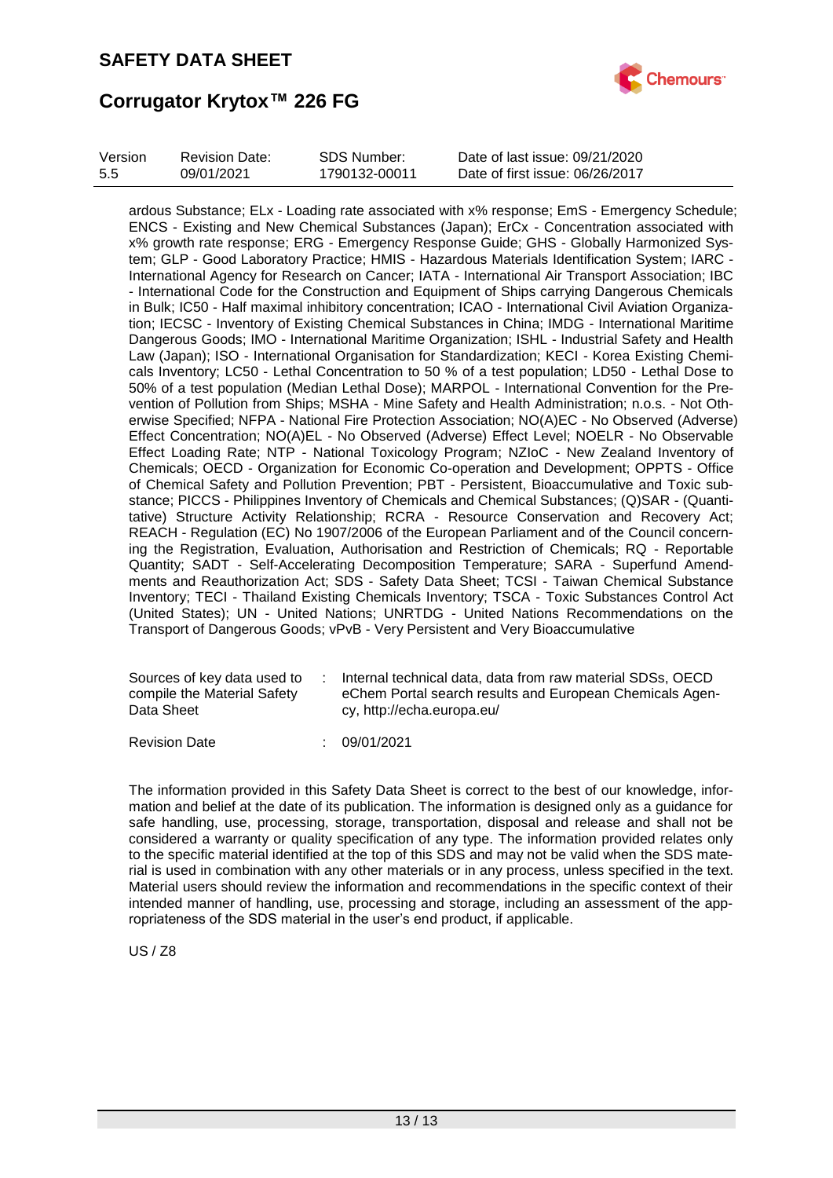ardous Substance; ELx - Loading rate associated with x% response; EmS - Emergency Schedule; ENCS - Existing and New Chemical Substances (Japan); ErCx - Concentration associated with x% growth rate response; ERG - Emergency Response Guide; GHS - Globally Harmonized System; GLP - Good Laboratory Practice; HMIS - Hazardous Materials Identification System; IARC - International Agency for Research on Cancer; IATA - International Air Transport Association; IBC - International Code for the Construction and Equipment of Ships carrying Dangerous Chemicals in Bulk; IC50 - Half maximal inhibitory concentration; ICAO - International Civil Aviation Organization; IECSC - Inventory of Existing Chemical Substances in China; IMDG - International Maritime Dangerous Goods; IMO - International Maritime Organization; ISHL - Industrial Safety and Health Law (Japan); ISO - International Organisation for Standardization; KECI - Korea Existing Chemicals Inventory; LC50 - Lethal Concentration to 50 % of a test population; LD50 - Lethal Dose to 50% of a test population (Median Lethal Dose); MARPOL - International Convention for the Prevention of Pollution from Ships; MSHA - Mine Safety and Health Administration; n.o.s. - Not Otherwise Specified; NFPA - National Fire Protection Association; NO(A)EC - No Observed (Adverse) Effect Concentration; NO(A)EL - No Observed (Adverse) Effect Level; NOELR - No Observable Effect Loading Rate; NTP - National Toxicology Program; NZIoC - New Zealand Inventory of Chemicals; OECD - Organization for Economic Co-operation and Development; OPPTS - Office of Chemical Safety and Pollution Prevention; PBT - Persistent, Bioaccumulative and Toxic substance; PICCS - Philippines Inventory of Chemicals and Chemical Substances; (Q)SAR - (Quantitative) Structure Activity Relationship; RCRA - Resource Conservation and Recovery Act; REACH - Regulation (EC) No 1907/2006 of the European Parliament and of the Council concerning the Registration, Evaluation, Authorisation and Restriction of Chemicals; RQ - Reportable Quantity; SADT - Self-Accelerating Decomposition Temperature; SARA - Superfund Amendments and Reauthorization Act; SDS - Safety Data Sheet; TCSI - Taiwan Chemical Substance Inventory; TECI - Thailand Existing Chemicals Inventory; TSCA - Toxic Substances Control Act (United States); UN - United Nations; UNRTDG - United Nations Recommendations on the Transport of Dangerous Goods; vPvB - Very Persistent and Very Bioaccumulative

Sources of key data used to compile the Material Safety Data Sheet : Internal technical data, data from raw material SDSs, OECD eChem Portal search results and European Chemicals Agency, http://echa.europa.eu/

Revision Date : 09/01/2021

The information provided in this Safety Data Sheet is correct to the best of our knowledge, information and belief at the date of its publication. The information is designed only as a guidance for safe handling, use, processing, storage, transportation, disposal and release and shall not be considered a warranty or quality specification of any type. The information provided relates only to the specific material identified at the top of this SDS and may not be valid when the SDS material is used in combination with any other materials or in any process, unless specified in the text. Material users should review the information and recommendations in the specific context of their intended manner of handling, use, processing and storage, including an assessment of the appropriateness of the SDS material in the user's end product, if applicable.

US / Z8